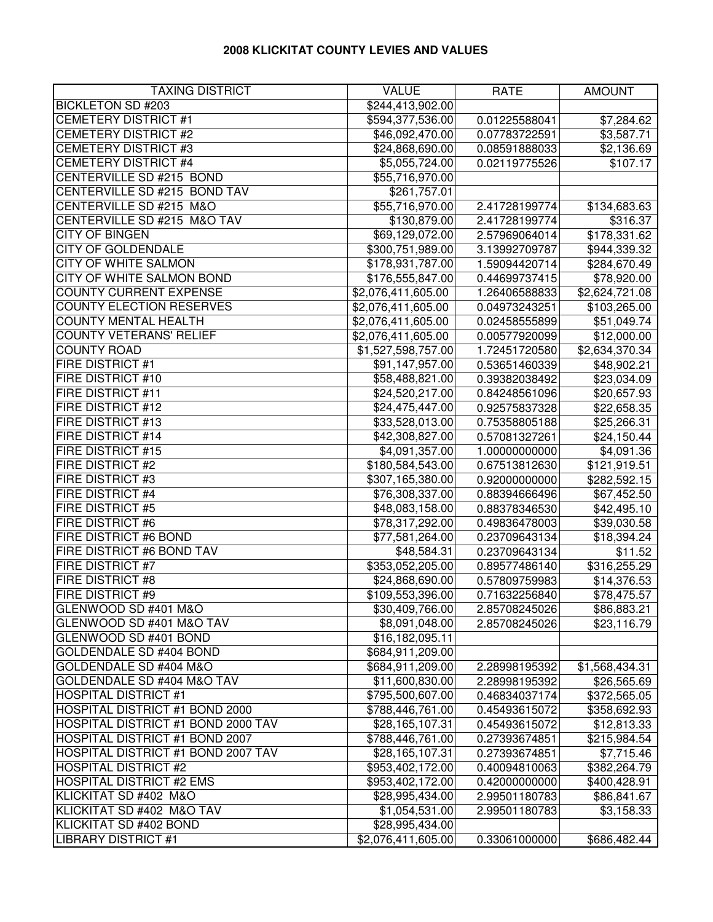# 2008 KLICKITAT COUNTY LEVIES AND VALUES

| TAXING DISTRICT | VALUE | RATE | AMOUNT |
|---|---|---|---|
| BICKLETON SD #203 | $244,413,902.00 | | |
| CEMETERY DISTRICT #1 | $594,377,536.00 | 0.01225588041 | $7,284.62 |
| CEMETERY DISTRICT #2 | $46,092,470.00 | 0.07783722591 | $3,587.71 |
| CEMETERY DISTRICT #3 | $24,868,690.00 | 0.08591888033 | $2,136.69 |
| CEMETERY DISTRICT #4 | $5,055,724.00 | 0.02119775526 | $107.17 |
| CENTERVILLE SD #215 BOND | $55,716,970.00 | | |
| CENTERVILLE SD #215 BOND TAV | $261,757.01 | | |
| CENTERVILLE SD #215 M&O | $55,716,970.00 | 2.41728199774 | $134,683.63 |
| CENTERVILLE SD #215 M&O TAV | $130,879.00 | 2.41728199774 | $316.37 |
| CITY OF BINGEN | $69,129,072.00 | 2.57969064014 | $178,331.62 |
| CITY OF GOLDENDALE | $300,751,989.00 | 3.13992709787 | $944,339.32 |
| CITY OF WHITE SALMON | $178,931,787.00 | 1.59094420714 | $284,670.49 |
| CITY OF WHITE SALMON BOND | $176,555,847.00 | 0.44699737415 | $78,920.00 |
| COUNTY CURRENT EXPENSE | $2,076,411,605.00 | 1.26406588833 | $2,624,721.08 |
| COUNTY ELECTION RESERVES | $2,076,411,605.00 | 0.04973243251 | $103,265.00 |
| COUNTY MENTAL HEALTH | $2,076,411,605.00 | 0.02458555899 | $51,049.74 |
| COUNTY VETERANS' RELIEF | $2,076,411,605.00 | 0.00577920099 | $12,000.00 |
| COUNTY ROAD | $1,527,598,757.00 | 1.72451720580 | $2,634,370.34 |
| FIRE DISTRICT #1 | $91,147,957.00 | 0.53651460339 | $48,902.21 |
| FIRE DISTRICT #10 | $58,488,821.00 | 0.39382038492 | $23,034.09 |
| FIRE DISTRICT #11 | $24,520,217.00 | 0.84248561096 | $20,657.93 |
| FIRE DISTRICT #12 | $24,475,447.00 | 0.92575837328 | $22,658.35 |
| FIRE DISTRICT #13 | $33,528,013.00 | 0.75358805188 | $25,266.31 |
| FIRE DISTRICT #14 | $42,308,827.00 | 0.57081327261 | $24,150.44 |
| FIRE DISTRICT #15 | $4,091,357.00 | 1.00000000000 | $4,091.36 |
| FIRE DISTRICT #2 | $180,584,543.00 | 0.67513812630 | $121,919.51 |
| FIRE DISTRICT #3 | $307,165,380.00 | 0.92000000000 | $282,592.15 |
| FIRE DISTRICT #4 | $76,308,337.00 | 0.88394666496 | $67,452.50 |
| FIRE DISTRICT #5 | $48,083,158.00 | 0.88378346530 | $42,495.10 |
| FIRE DISTRICT #6 | $78,317,292.00 | 0.49836478003 | $39,030.58 |
| FIRE DISTRICT #6 BOND | $77,581,264.00 | 0.23709643134 | $18,394.24 |
| FIRE DISTRICT #6 BOND TAV | $48,584.31 | 0.23709643134 | $11.52 |
| FIRE DISTRICT #7 | $353,052,205.00 | 0.89577486140 | $316,255.29 |
| FIRE DISTRICT #8 | $24,868,690.00 | 0.57809759983 | $14,376.53 |
| FIRE DISTRICT #9 | $109,553,396.00 | 0.71632256840 | $78,475.57 |
| GLENWOOD SD #401 M&O | $30,409,766.00 | 2.85708245026 | $86,883.21 |
| GLENWOOD SD #401 M&O TAV | $8,091,048.00 | 2.85708245026 | $23,116.79 |
| GLENWOOD SD #401 BOND | $16,182,095.11 | | |
| GOLDENDALE SD #404 BOND | $684,911,209.00 | | |
| GOLDENDALE SD #404 M&O | $684,911,209.00 | 2.28998195392 | $1,568,434.31 |
| GOLDENDALE SD #404 M&O TAV | $11,600,830.00 | 2.28998195392 | $26,565.69 |
| HOSPITAL DISTRICT #1 | $795,500,607.00 | 0.46834037174 | $372,565.05 |
| HOSPITAL DISTRICT #1 BOND 2000 | $788,446,761.00 | 0.45493615072 | $358,692.93 |
| HOSPITAL DISTRICT #1 BOND 2000 TAV | $28,165,107.31 | 0.45493615072 | $12,813.33 |
| HOSPITAL DISTRICT #1 BOND 2007 | $788,446,761.00 | 0.27393674851 | $215,984.54 |
| HOSPITAL DISTRICT #1 BOND 2007 TAV | $28,165,107.31 | 0.27393674851 | $7,715.46 |
| HOSPITAL DISTRICT #2 | $953,402,172.00 | 0.40094810063 | $382,264.79 |
| HOSPITAL DISTRICT #2 EMS | $953,402,172.00 | 0.42000000000 | $400,428.91 |
| KLICKITAT SD #402 M&O | $28,995,434.00 | 2.99501180783 | $86,841.67 |
| KLICKITAT SD #402 M&O TAV | $1,054,531.00 | 2.99501180783 | $3,158.33 |
| KLICKITAT SD #402 BOND | $28,995,434.00 | | |
| LIBRARY DISTRICT #1 | $2,076,411,605.00 | 0.33061000000 | $686,482.44 |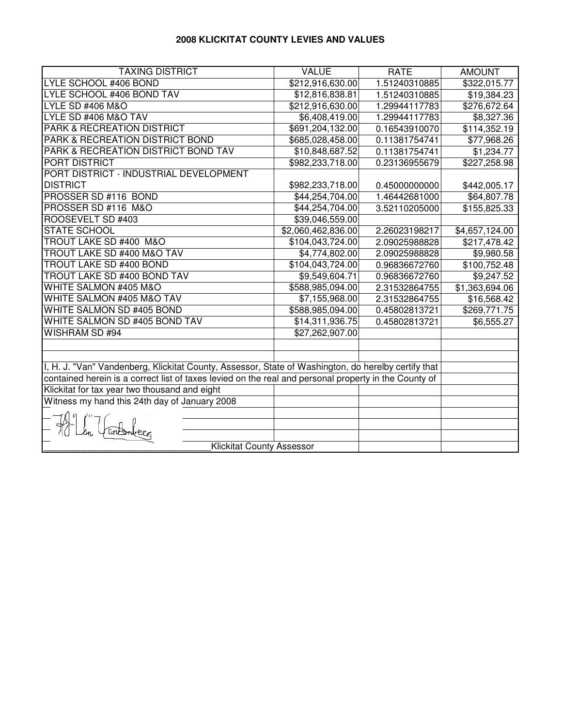# 2008 KLICKITAT COUNTY LEVIES AND VALUES

| TAXING DISTRICT | VALUE | RATE | AMOUNT |
|---|---|---|---|
| LYLE SCHOOL #406 BOND | $212,916,630.00 | 1.51240310885 | $322,015.77 |
| LYLE SCHOOL #406 BOND TAV | $12,816,838.81 | 1.51240310885 | $19,384.23 |
| LYLE SD #406 M&O | $212,916,630.00 | 1.29944117783 | $276,672.64 |
| LYLE SD #406 M&O TAV | $6,408,419.00 | 1.29944117783 | $8,327.36 |
| PARK & RECREATION DISTRICT | $691,204,132.00 | 0.16543910070 | $114,352.19 |
| PARK & RECREATION DISTRICT BOND | $685,028,458.00 | 0.11381754741 | $77,968.26 |
| PARK & RECREATION DISTRICT BOND TAV | $10,848,687.52 | 0.11381754741 | $1,234.77 |
| PORT DISTRICT | $982,233,718.00 | 0.23136955679 | $227,258.98 |
| PORT DISTRICT - INDUSTRIAL DEVELOPMENT DISTRICT | $982,233,718.00 | 0.45000000000 | $442,005.17 |
| PROSSER SD #116 BOND | $44,254,704.00 | 1.46442681000 | $64,807.78 |
| PROSSER SD #116 M&O | $44,254,704.00 | 3.52110205000 | $155,825.33 |
| ROOSEVELT SD #403 | $39,046,559.00 | | |
| STATE SCHOOL | $2,060,462,836.00 | 2.26023198217 | $4,657,124.00 |
| TROUT LAKE SD #400 M&O | $104,043,724.00 | 2.09025988828 | $217,478.42 |
| TROUT LAKE SD #400 M&O TAV | $4,774,802.00 | 2.09025988828 | $9,980.58 |
| TROUT LAKE SD #400 BOND | $104,043,724.00 | 0.96836672760 | $100,752.48 |
| TROUT LAKE SD #400 BOND TAV | $9,549,604.71 | 0.96836672760 | $9,247.52 |
| WHITE SALMON #405 M&O | $588,985,094.00 | 2.31532864755 | $1,363,694.06 |
| WHITE SALMON #405 M&O TAV | $7,155,968.00 | 2.31532864755 | $16,568.42 |
| WHITE SALMON SD #405 BOND | $588,985,094.00 | 0.45802813721 | $269,771.75 |
| WHITE SALMON SD #405 BOND TAV | $14,311,936.75 | 0.45802813721 | $6,555.27 |
| WISHRAM SD #94 | $27,262,907.00 | | |

I, H. J. "Van" Vandenberg, Klickitat County, Assessor, State of Washington, do herelby certify that contained herein is a correct list of taxes levied on the real and personal property in the County of Klickitat for tax year two thousand and eight

Witness my hand this 24th day of January 2008

H. J. Van Vandenberg

________________________________ Klickitat County Assessor